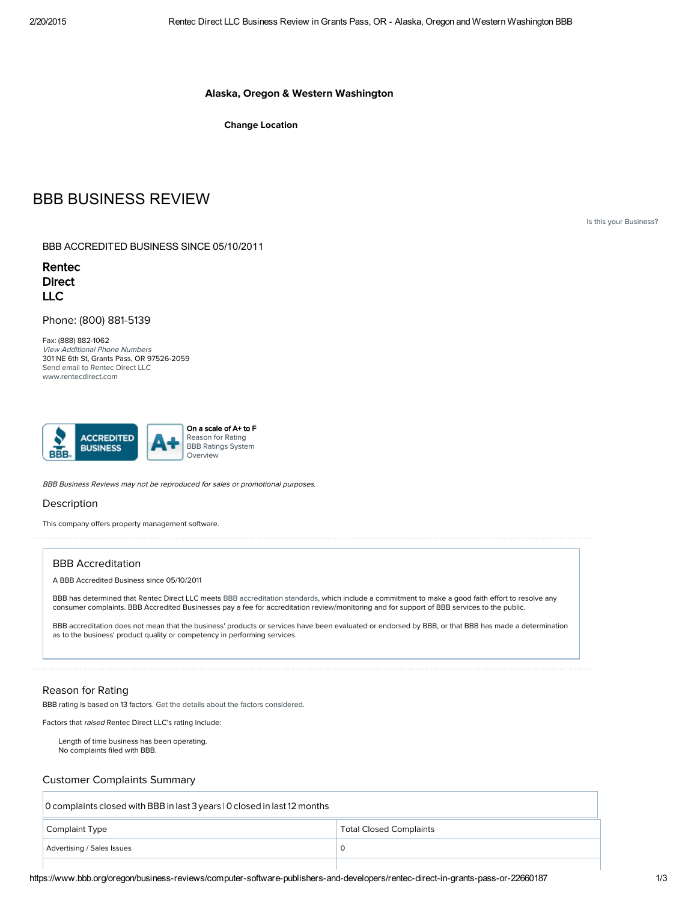**Alaska, Oregon & Western Washington**

**Change Location**

# BBB BUSINESS REVIEW

Is this your Business?

BBB ACCREDITED BUSINESS SINCE 05/10/2011

## Rentec Direct LLC

Phone: (800) 881-5139

Fax: (888) 882-1062
*View Additional Phone Numbers*
301 NE 6th St, Grants Pass, OR 97526-2059
Send email to Rentec Direct LLC
www.rentecdirect.com

ACCREDITED BUSINESS

A+

**On a scale of A+ to F**
Reason for Rating
BBB Ratings System Overview

*BBB Business Reviews may not be reproduced for sales or promotional purposes.*

## Description

This company offers property management software.

## BBB Accreditation

A BBB Accredited Business since 05/10/2011

BBB has determined that Rentec Direct LLC meets BBB accreditation standards, which include a commitment to make a good faith effort to resolve any consumer complaints. BBB Accredited Businesses pay a fee for accreditation review/monitoring and for support of BBB services to the public.

BBB accreditation does not mean that the business' products or services have been evaluated or endorsed by BBB, or that BBB has made a determination as to the business' product quality or competency in performing services.

## Reason for Rating

BBB rating is based on 13 factors. Get the details about the factors considered.

Factors that *raised* Rentec Direct LLC's rating include:

- Length of time business has been operating.
- No complaints filed with BBB.

## Customer Complaints Summary

0 complaints closed with BBB in last 3 years | 0 closed in last 12 months

| Complaint Type | Total Closed Complaints |
|---|---|
| Advertising / Sales Issues | 0 |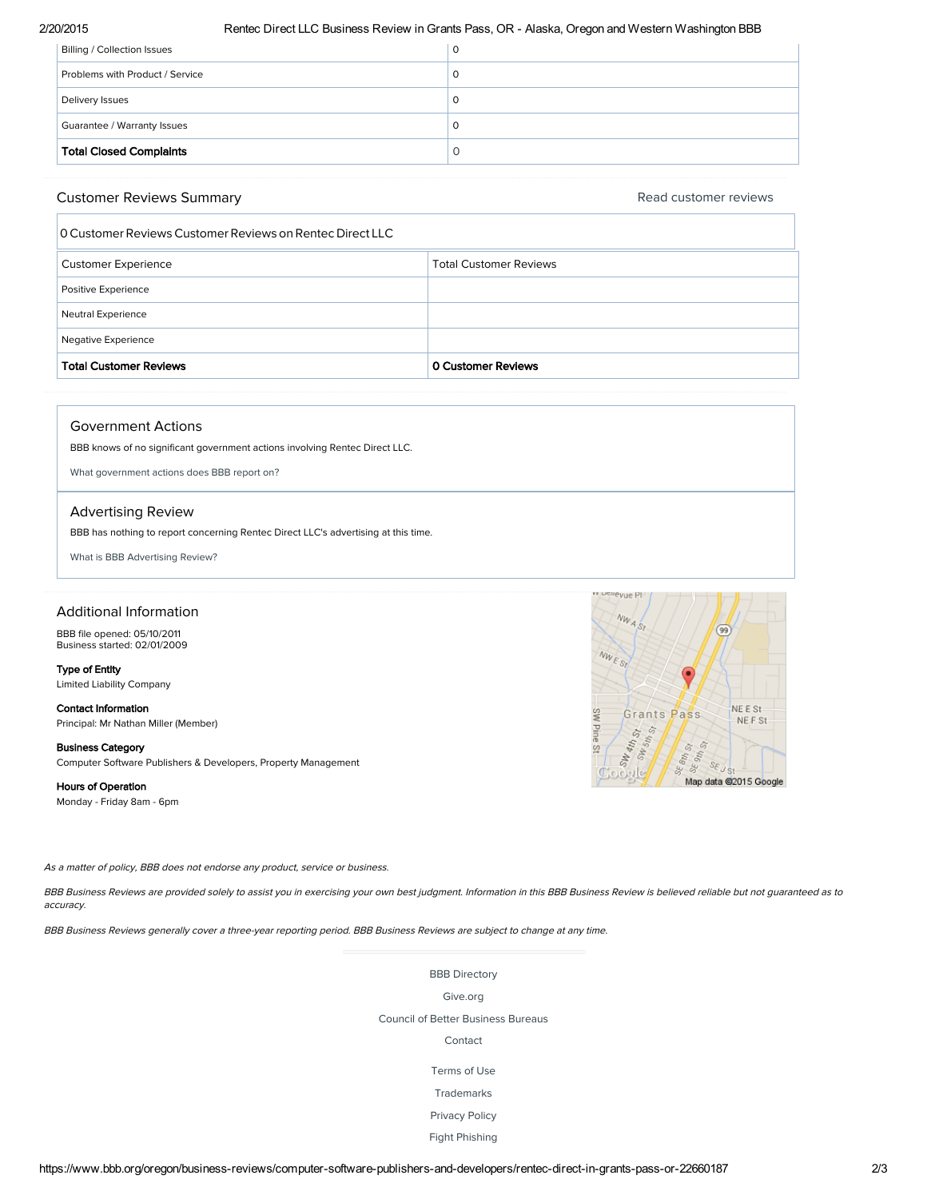| | |
|---|---|
| Billing / Collection Issues | 0 |
| Problems with Product / Service | 0 |
| Delivery Issues | 0 |
| Guarantee / Warranty Issues | 0 |
| **Total Closed Complaints** | 0 |

## Customer Reviews Summary

Read customer reviews

0 Customer Reviews Customer Reviews on Rentec Direct LLC

| Customer Experience | Total Customer Reviews |
|---|---|
| Positive Experience | |
| Neutral Experience | |
| Negative Experience | |
| **Total Customer Reviews** | **0 Customer Reviews** |

## Government Actions

BBB knows of no significant government actions involving Rentec Direct LLC.

What government actions does BBB report on?

## Advertising Review

BBB has nothing to report concerning Rentec Direct LLC's advertising at this time.

What is BBB Advertising Review?

## Additional Information

BBB file opened: 05/10/2011
Business started: 02/01/2009

**Type of Entity**
Limited Liability Company

**Contact Information**
Principal: Mr Nathan Miller (Member)

**Business Category**
Computer Software Publishers & Developers, Property Management

**Hours of Operation**
Monday - Friday 8am - 6pm

*As a matter of policy, BBB does not endorse any product, service or business.*

*BBB Business Reviews are provided solely to assist you in exercising your own best judgment. Information in this BBB Business Review is believed reliable but not guaranteed as to accuracy.*

*BBB Business Reviews generally cover a three-year reporting period. BBB Business Reviews are subject to change at any time.*

BBB Directory

Give.org

Council of Better Business Bureaus

Contact

Terms of Use

Trademarks

Privacy Policy

Fight Phishing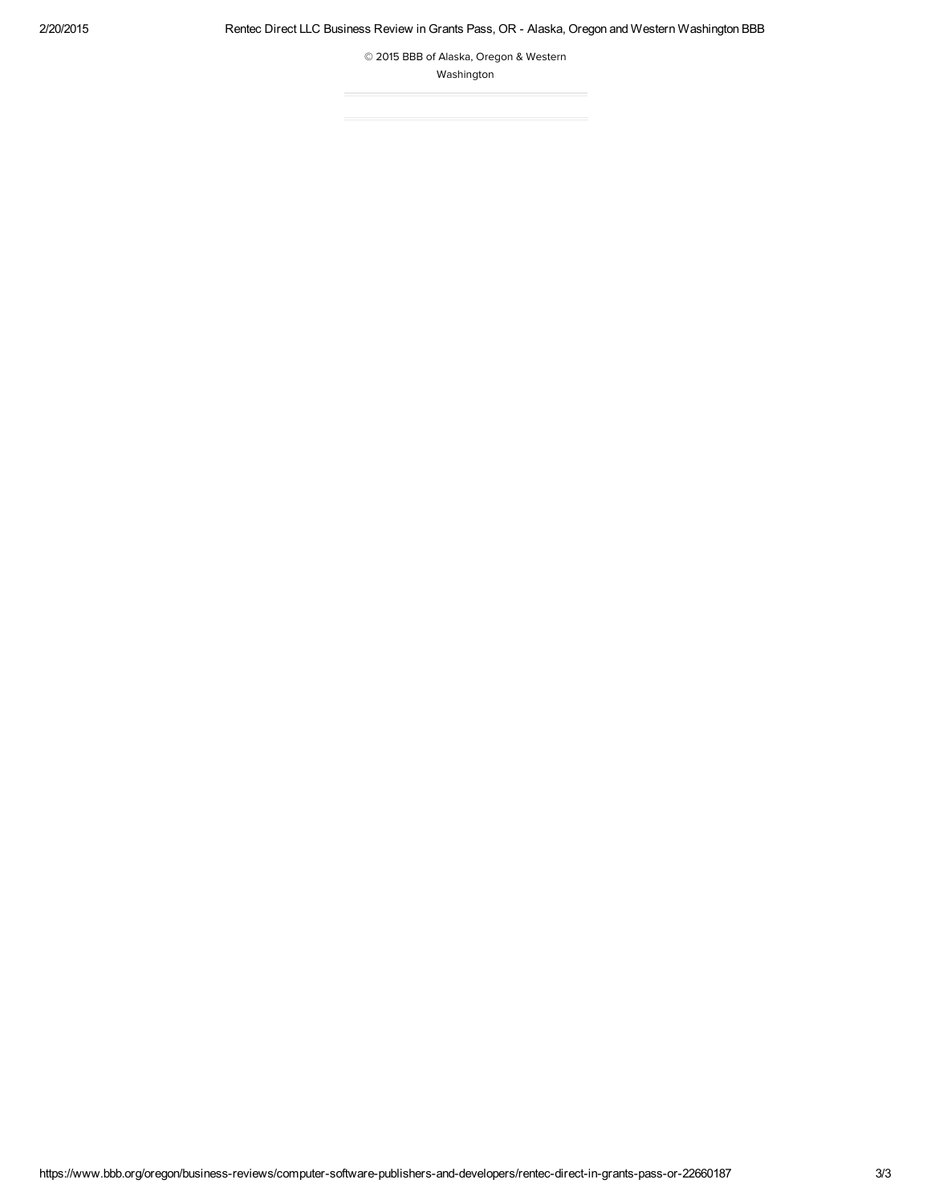© 2015 BBB of Alaska, Oregon & Western Washington